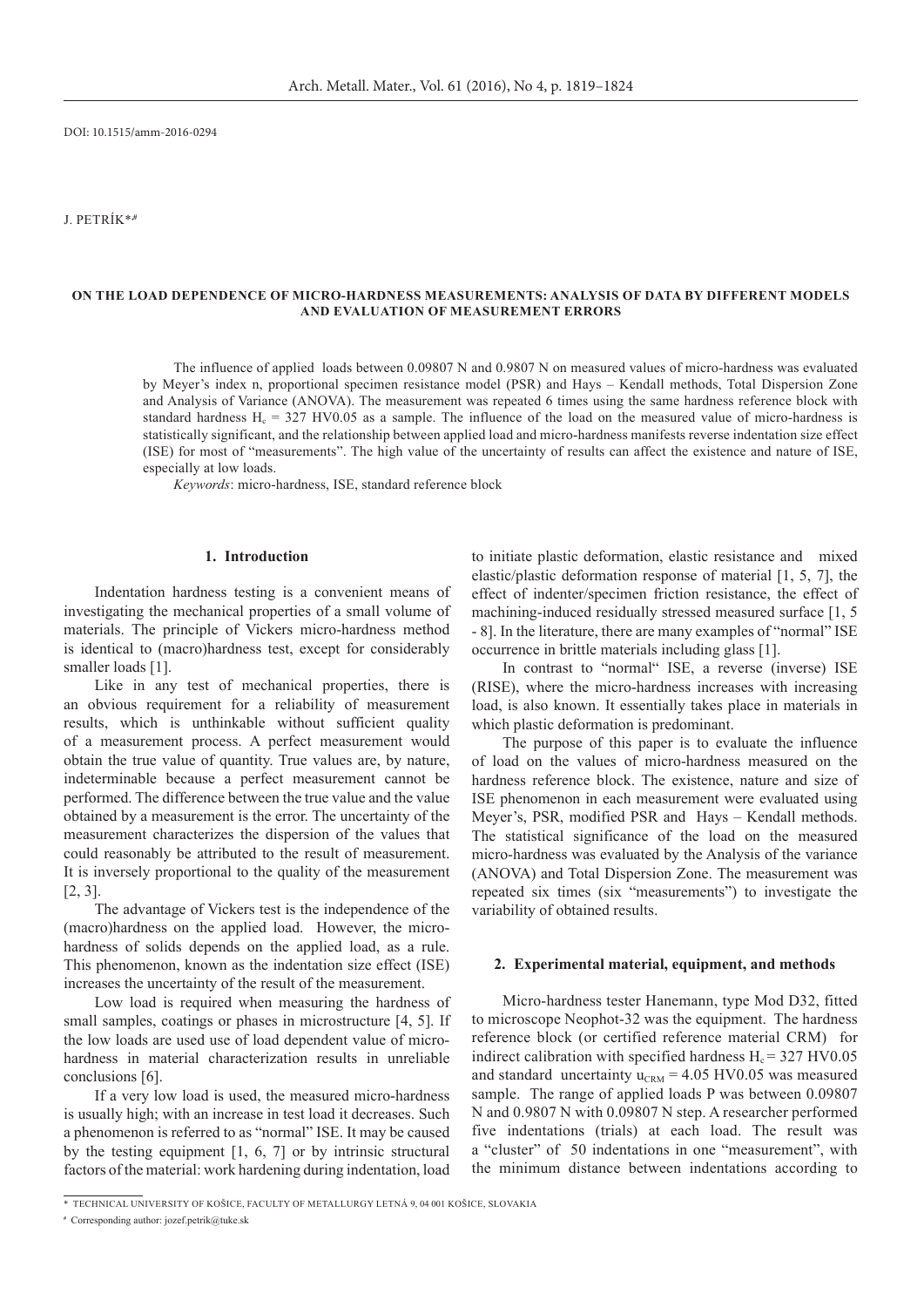DOI: 10.1515/amm-2016-0294

J. PETRÍK*[#]

# ON THE LOAD DEPENDENCE OF MICRO-HARDNESS MEASUREMENTS: ANALYSIS OF DATA BY DIFFERENT MODELS AND EVALUATION OF MEASUREMENT ERRORS

The influence of applied loads between 0.09807 N and 0.9807 N on measured values of micro-hardness was evaluated by Meyer's index n, proportional specimen resistance model (PSR) and Hays – Kendall methods, Total Dispersion Zone and Analysis of Variance (ANOVA). The measurement was repeated 6 times using the same hardness reference block with standard hardness $H_c$ = 327 HV0.05 as a sample. The influence of the load on the measured value of micro-hardness is statistically significant, and the relationship between applied load and micro-hardness manifests reverse indentation size effect (ISE) for most of "measurements". The high value of the uncertainty of results can affect the existence and nature of ISE, especially at low loads.

*Keywords*: micro-hardness, ISE, standard reference block

## 1. Introduction

Indentation hardness testing is a convenient means of investigating the mechanical properties of a small volume of materials. The principle of Vickers micro-hardness method is identical to (macro)hardness test, except for considerably smaller loads [1].

Like in any test of mechanical properties, there is an obvious requirement for a reliability of measurement results, which is unthinkable without sufficient quality of a measurement process. A perfect measurement would obtain the true value of quantity. True values are, by nature, indeterminable because a perfect measurement cannot be performed. The difference between the true value and the value obtained by a measurement is the error. The uncertainty of the measurement characterizes the dispersion of the values that could reasonably be attributed to the result of measurement. It is inversely proportional to the quality of the measurement [2, 3].

The advantage of Vickers test is the independence of the (macro)hardness on the applied load. However, the micro-hardness of solids depends on the applied load, as a rule. This phenomenon, known as the indentation size effect (ISE) increases the uncertainty of the result of the measurement.

Low load is required when measuring the hardness of small samples, coatings or phases in microstructure [4, 5]. If the low loads are used use of load dependent value of micro-hardness in material characterization results in unreliable conclusions [6].

If a very low load is used, the measured micro-hardness is usually high; with an increase in test load it decreases. Such a phenomenon is referred to as "normal" ISE. It may be caused by the testing equipment [1, 6, 7] or by intrinsic structural factors of the material: work hardening during indentation, load to initiate plastic deformation, elastic resistance and mixed elastic/plastic deformation response of material [1, 5, 7], the effect of indenter/specimen friction resistance, the effect of machining-induced residually stressed measured surface [1, 5 - 8]. In the literature, there are many examples of "normal" ISE occurrence in brittle materials including glass [1].

In contrast to "normal" ISE, a reverse (inverse) ISE (RISE), where the micro-hardness increases with increasing load, is also known. It essentially takes place in materials in which plastic deformation is predominant.

The purpose of this paper is to evaluate the influence of load on the values of micro-hardness measured on the hardness reference block. The existence, nature and size of ISE phenomenon in each measurement were evaluated using Meyer's, PSR, modified PSR and Hays – Kendall methods. The statistical significance of the load on the measured micro-hardness was evaluated by the Analysis of the variance (ANOVA) and Total Dispersion Zone. The measurement was repeated six times (six "measurements") to investigate the variability of obtained results.

## 2. Experimental material, equipment, and methods

Micro-hardness tester Hanemann, type Mod D32, fitted to microscope Neophot-32 was the equipment. The hardness reference block (or certified reference material CRM) for indirect calibration with specified hardness $H_c$ = 327 HV0.05 and standard uncertainty $u_{CRM}$ = 4.05 HV0.05 was measured sample. The range of applied loads P was between 0.09807 N and 0.9807 N with 0.09807 N step. A researcher performed five indentations (trials) at each load. The result was a "cluster" of 50 indentations in one "measurement", with the minimum distance between indentations according to

\* TECHNICAL UNIVERSITY OF KOŠICE, FACULTY OF METALLURGY LETNÁ 9, 04 001 KOŠICE, SLOVAKIA

[#] Corresponding author: jozef.petrik@tuke.sk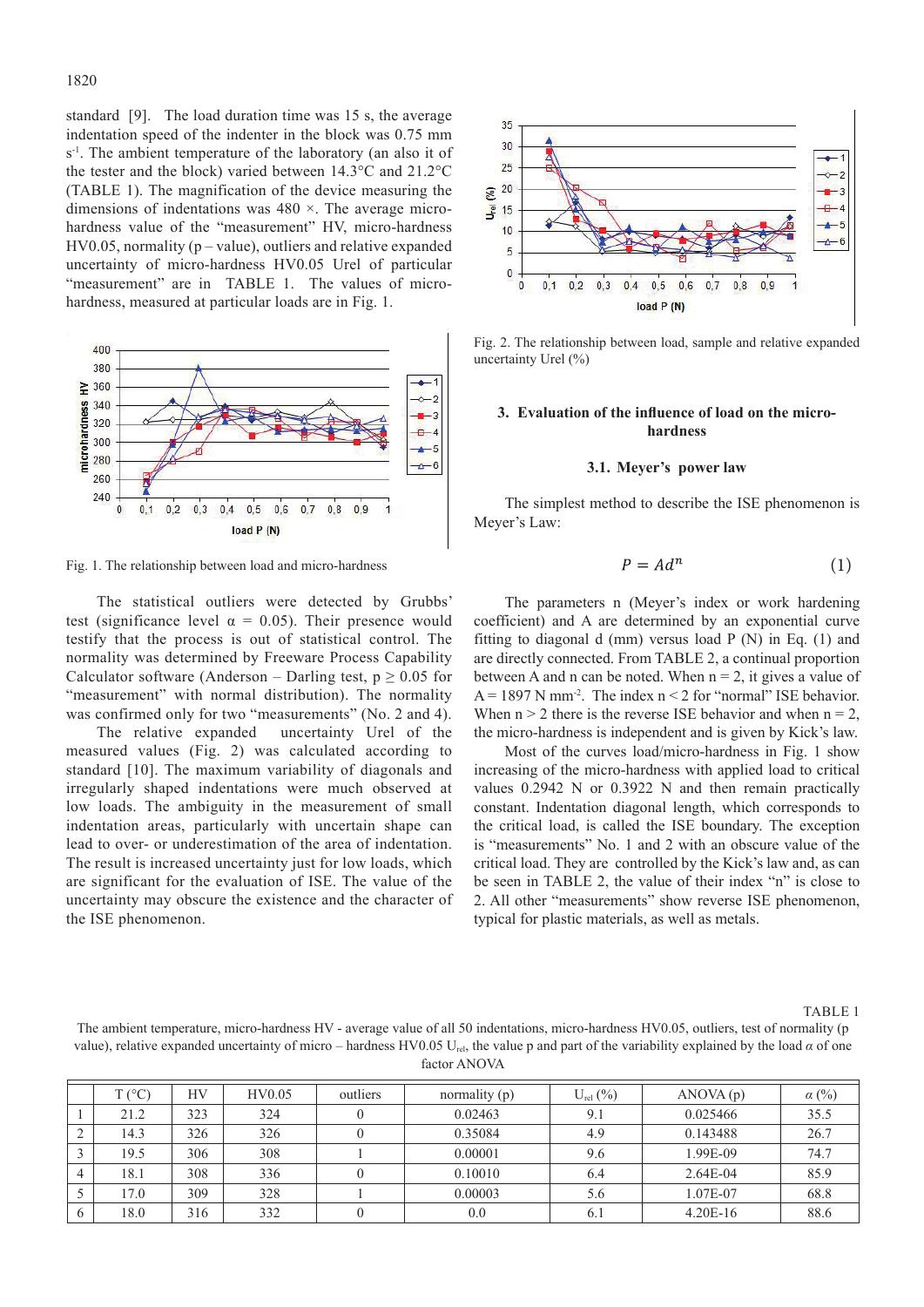standard [9]. The load duration time was 15 s, the average indentation speed of the indenter in the block was 0.75 mm $s^{-1}$. The ambient temperature of the laboratory (an also it of the tester and the block) varied between 14.3°C and 21.2°C (TABLE 1). The magnification of the device measuring the dimensions of indentations was 480 ×. The average micro-hardness value of the "measurement" HV, micro-hardness HV0.05, normality (p – value), outliers and relative expanded uncertainty of micro-hardness HV0.05 Urel of particular "measurement" are in TABLE 1. The values of micro-hardness, measured at particular loads are in Fig. 1.

Fig. 1. The relationship between load and micro-hardness

The statistical outliers were detected by Grubbs' test (significance level α = 0.05). Their presence would testify that the process is out of statistical control. The normality was determined by Freeware Process Capability Calculator software (Anderson – Darling test, p ≥ 0.05 for "measurement" with normal distribution). The normality was confirmed only for two "measurements" (No. 2 and 4).

The relative expanded uncertainty Urel of the measured values (Fig. 2) was calculated according to standard [10]. The maximum variability of diagonals and irregularly shaped indentations were much observed at low loads. The ambiguity in the measurement of small indentation areas, particularly with uncertain shape can lead to over- or underestimation of the area of indentation. The result is increased uncertainty just for low loads, which are significant for the evaluation of ISE. The value of the uncertainty may obscure the existence and the character of the ISE phenomenon.

Fig. 2. The relationship between load, sample and relative expanded uncertainty Urel (%)

## 3. Evaluation of the influence of load on the micro-hardness

### 3.1. Meyer's power law

The simplest method to describe the ISE phenomenon is Meyer's Law:

$$P = Ad^n \tag{1}$$

The parameters n (Meyer's index or work hardening coefficient) and A are determined by an exponential curve fitting to diagonal d (mm) versus load P (N) in Eq. (1) and are directly connected. From TABLE 2, a continual proportion between A and n can be noted. When n = 2, it gives a value of A = 1897 N $mm^{-2}$. The index n < 2 for "normal" ISE behavior. When n > 2 there is the reverse ISE behavior and when n = 2, the micro-hardness is independent and is given by Kick's law.

Most of the curves load/micro-hardness in Fig. 1 show increasing of the micro-hardness with applied load to critical values 0.2942 N or 0.3922 N and then remain practically constant. Indentation diagonal length, which corresponds to the critical load, is called the ISE boundary. The exception is "measurements" No. 1 and 2 with an obscure value of the critical load. They are controlled by the Kick's law and, as can be seen in TABLE 2, the value of their index "n" is close to 2. All other "measurements" show reverse ISE phenomenon, typical for plastic materials, as well as metals.

TABLE 1

The ambient temperature, micro-hardness HV - average value of all 50 indentations, micro-hardness HV0.05, outliers, test of normality (p value), relative expanded uncertainty of micro – hardness HV0.05 $U_{rel}$, the value p and part of the variability explained by the load α of one factor ANOVA

| | T (°C) | HV | HV0.05 | outliers | normality (p) | $U_{rel}$ (%) | ANOVA (p) | α (%) |
|---|---|---|---|---|---|---|---|---|
| 1 | 21.2 | 323 | 324 | 0 | 0.02463 | 9.1 | 0.025466 | 35.5 |
| 2 | 14.3 | 326 | 326 | 0 | 0.35084 | 4.9 | 0.143488 | 26.7 |
| 3 | 19.5 | 306 | 308 | 1 | 0.00001 | 9.6 | 1.99E-09 | 74.7 |
| 4 | 18.1 | 308 | 336 | 0 | 0.10010 | 6.4 | 2.64E-04 | 85.9 |
| 5 | 17.0 | 309 | 328 | 1 | 0.00003 | 5.6 | 1.07E-07 | 68.8 |
| 6 | 18.0 | 316 | 332 | 0 | 0.0 | 6.1 | 4.20E-16 | 88.6 |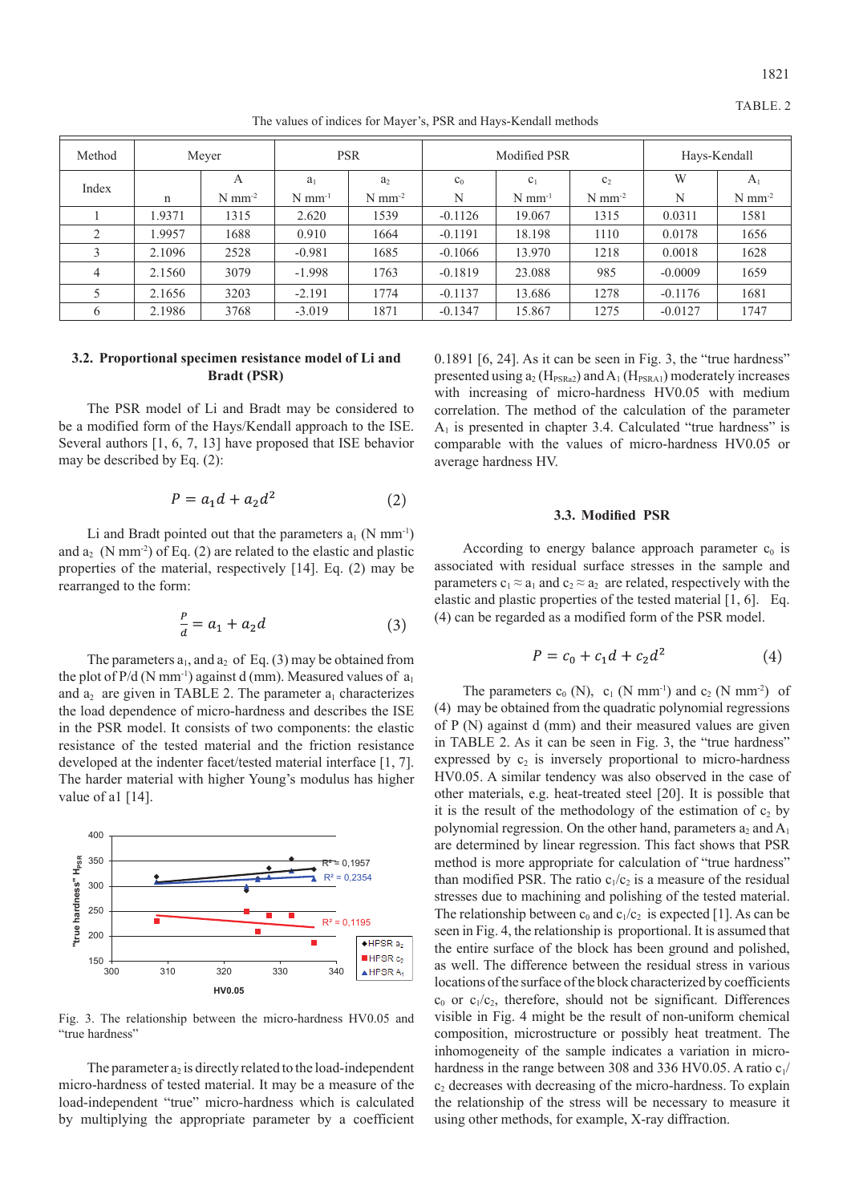TABLE. 2

The values of indices for Mayer's, PSR and Hays-Kendall methods

| Method | Meyer | | PSR | | Modified PSR | | | Hays-Kendall | |
|---|---|---|---|---|---|---|---|---|---|
| Index | n | A N mm$^{-2}$ | $a_1$ N mm$^{-1}$ | $a_2$ N mm$^{-2}$ | $c_0$ N | $c_1$ N mm$^{-1}$ | $c_2$ N mm$^{-2}$ | W N | $A_1$ N mm$^{-2}$ |
| 1 | 1.9371 | 1315 | 2.620 | 1539 | -0.1126 | 19.067 | 1315 | 0.0311 | 1581 |
| 2 | 1.9957 | 1688 | 0.910 | 1664 | -0.1191 | 18.198 | 1110 | 0.0178 | 1656 |
| 3 | 2.1096 | 2528 | -0.981 | 1685 | -0.1066 | 13.970 | 1218 | 0.0018 | 1628 |
| 4 | 2.1560 | 3079 | -1.998 | 1763 | -0.1819 | 23.088 | 985 | -0.0009 | 1659 |
| 5 | 2.1656 | 3203 | -2.191 | 1774 | -0.1137 | 13.686 | 1278 | -0.1176 | 1681 |
| 6 | 2.1986 | 3768 | -3.019 | 1871 | -0.1347 | 15.867 | 1275 | -0.0127 | 1747 |

### 3.2. Proportional specimen resistance model of Li and Bradt (PSR)

The PSR model of Li and Bradt may be considered to be a modified form of the Hays/Kendall approach to the ISE. Several authors [1, 6, 7, 13] have proposed that ISE behavior may be described by Eq. (2):

$$P = a_1 d + a_2 d^2 \qquad (2)$$

Li and Bradt pointed out that the parameters $a_1$ (N mm$^{-1}$) and $a_2$ (N mm$^{-2}$) of Eq. (2) are related to the elastic and plastic properties of the material, respectively [14]. Eq. (2) may be rearranged to the form:

$$\frac{P}{d} = a_1 + a_2 d \qquad (3)$$

The parameters $a_1$, and $a_2$ of Eq. (3) may be obtained from the plot of P/d (N mm$^{-1}$) against d (mm). Measured values of $a_1$ and $a_2$ are given in TABLE 2. The parameter $a_1$ characterizes the load dependence of micro-hardness and describes the ISE in the PSR model. It consists of two components: the elastic resistance of the tested material and the friction resistance developed at the indenter facet/tested material interface [1, 7]. The harder material with higher Young's modulus has higher value of a1 [14].

Fig. 3. The relationship between the micro-hardness HV0.05 and "true hardness"

The parameter $a_2$ is directly related to the load-independent micro-hardness of tested material. It may be a measure of the load-independent "true" micro-hardness which is calculated by multiplying the appropriate parameter by a coefficient 0.1891 [6, 24]. As it can be seen in Fig. 3, the "true hardness" presented using $a_2$ ($H_{PSRa2}$) and $A_1$ ($H_{PSRA1}$) moderately increases with increasing of micro-hardness HV0.05 with medium correlation. The method of the calculation of the parameter $A_1$ is presented in chapter 3.4. Calculated "true hardness" is comparable with the values of micro-hardness HV0.05 or average hardness HV.

### 3.3. Modified PSR

According to energy balance approach parameter $c_0$ is associated with residual surface stresses in the sample and parameters $c_1 \approx a_1$ and $c_2 \approx a_2$ are related, respectively with the elastic and plastic properties of the tested material [1, 6]. Eq. (4) can be regarded as a modified form of the PSR model.

$$P = c_0 + c_1 d + c_2 d^2 \qquad (4)$$

The parameters $c_0$ (N), $c_1$ (N mm$^{-1}$) and $c_2$ (N mm$^{-2}$) of (4) may be obtained from the quadratic polynomial regressions of P (N) against d (mm) and their measured values are given in TABLE 2. As it can be seen in Fig. 3, the "true hardness" expressed by $c_2$ is inversely proportional to micro-hardness HV0.05. A similar tendency was also observed in the case of other materials, e.g. heat-treated steel [20]. It is possible that it is the result of the methodology of the estimation of $c_2$ by polynomial regression. On the other hand, parameters $a_2$ and $A_1$ are determined by linear regression. This fact shows that PSR method is more appropriate for calculation of "true hardness" than modified PSR. The ratio $c_1/c_2$ is a measure of the residual stresses due to machining and polishing of the tested material. The relationship between $c_0$ and $c_1/c_2$ is expected [1]. As can be seen in Fig. 4, the relationship is proportional. It is assumed that the entire surface of the block has been ground and polished, as well. The difference between the residual stress in various locations of the surface of the block characterized by coefficients $c_0$ or $c_1/c_2$, therefore, should not be significant. Differences visible in Fig. 4 might be the result of non-uniform chemical composition, microstructure or possibly heat treatment. The inhomogeneity of the sample indicates a variation in micro-hardness in the range between 308 and 336 HV0.05. A ratio $c_1/c_2$ decreases with decreasing of the micro-hardness. To explain the relationship of the stress will be necessary to measure it using other methods, for example, X-ray diffraction.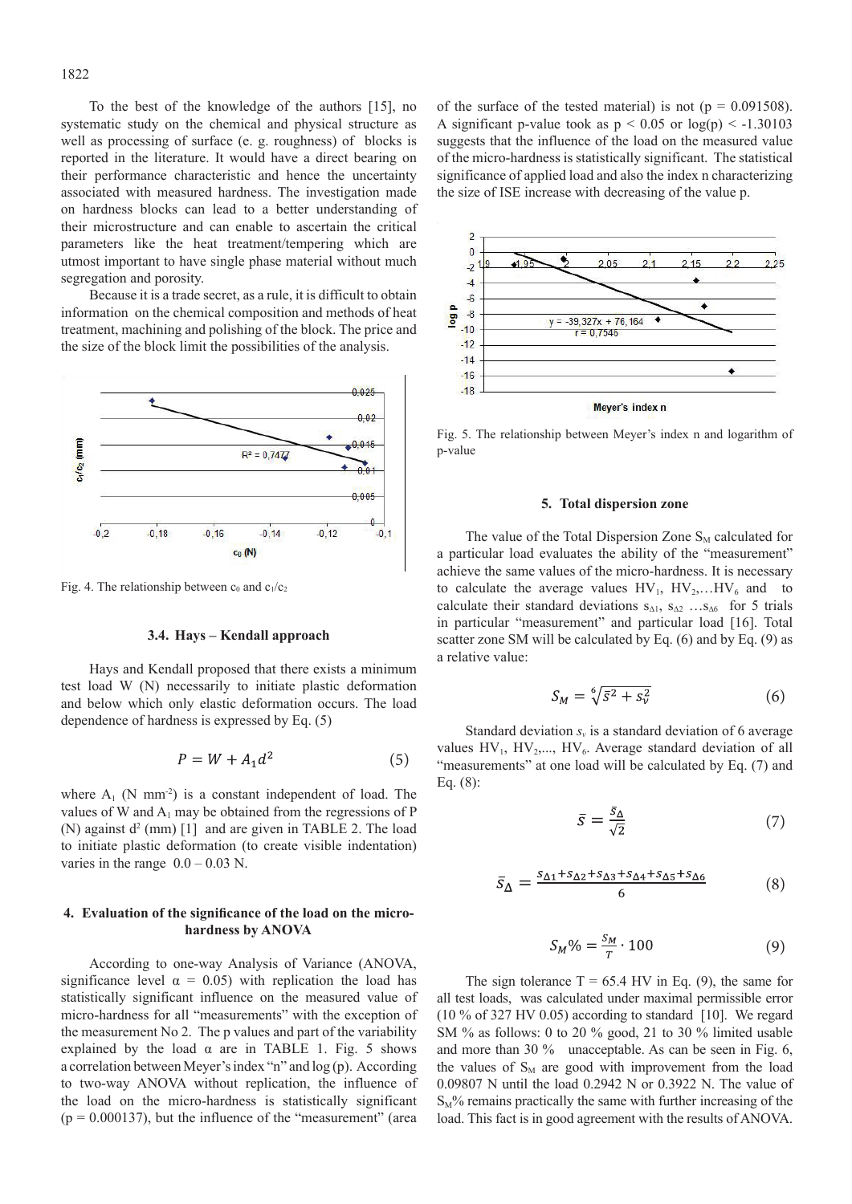To the best of the knowledge of the authors [15], no systematic study on the chemical and physical structure as well as processing of surface (e. g. roughness) of blocks is reported in the literature. It would have a direct bearing on their performance characteristic and hence the uncertainty associated with measured hardness. The investigation made on hardness blocks can lead to a better understanding of their microstructure and can enable to ascertain the critical parameters like the heat treatment/tempering which are utmost important to have single phase material without much segregation and porosity.

Because it is a trade secret, as a rule, it is difficult to obtain information on the chemical composition and methods of heat treatment, machining and polishing of the block. The price and the size of the block limit the possibilities of the analysis.

Fig. 4. The relationship between $c_0$ and $c_1/c_2$

### 3.4. Hays – Kendall approach

Hays and Kendall proposed that there exists a minimum test load W (N) necessarily to initiate plastic deformation and below which only elastic deformation occurs. The load dependence of hardness is expressed by Eq. (5)

$$P = W + A_1 d^2 \tag{5}$$

where $A_1$ (N mm$^{-2}$) is a constant independent of load. The values of W and $A_1$ may be obtained from the regressions of P (N) against $d^2$ (mm) [1] and are given in TABLE 2. The load to initiate plastic deformation (to create visible indentation) varies in the range 0.0 – 0.03 N.

## 4. Evaluation of the significance of the load on the micro-hardness by ANOVA

According to one-way Analysis of Variance (ANOVA, significance level $\alpha = 0.05$) with replication the load has statistically significant influence on the measured value of micro-hardness for all "measurements" with the exception of the measurement No 2. The p values and part of the variability explained by the load α are in TABLE 1. Fig. 5 shows a correlation between Meyer's index "n" and log (p). According to two-way ANOVA without replication, the influence of the load on the micro-hardness is statistically significant ($p = 0.000137$), but the influence of the "measurement" (area of the surface of the tested material) is not ($p = 0.091508$). A significant p-value took as $p < 0.05$ or $\log(p) < -1.30103$ suggests that the influence of the load on the measured value of the micro-hardness is statistically significant. The statistical significance of applied load and also the index n characterizing the size of ISE increase with decreasing of the value p.

Fig. 5. The relationship between Meyer's index n and logarithm of p-value

## 5. Total dispersion zone

The value of the Total Dispersion Zone $S_M$ calculated for a particular load evaluates the ability of the "measurement" achieve the same values of the micro-hardness. It is necessary to calculate the average values $HV_1$, $HV_2$,…$HV_6$ and to calculate their standard deviations $s_{\Delta 1}$, $s_{\Delta 2}$ …$s_{\Delta 6}$ for 5 trials in particular "measurement" and particular load [16]. Total scatter zone SM will be calculated by Eq. (6) and by Eq. (9) as a relative value:

$$S_M = \sqrt[6]{\bar{s}^2 + s_v^2} \tag{6}$$

Standard deviation $s_v$ is a standard deviation of 6 average values $HV_1$, $HV_2$,..., $HV_6$. Average standard deviation of all "measurements" at one load will be calculated by Eq. (7) and Eq. (8):

$$\bar{s} = \frac{\bar{s}_\Delta}{\sqrt{2}} \tag{7}$$

$$\bar{s}_\Delta = \frac{s_{\Delta 1} + s_{\Delta 2} + s_{\Delta 3} + s_{\Delta 4} + s_{\Delta 5} + s_{\Delta 6}}{6} \tag{8}$$

$$S_M\% = \frac{S_M}{T} \cdot 100 \tag{9}$$

The sign tolerance T = 65.4 HV in Eq. (9), the same for all test loads, was calculated under maximal permissible error (10 % of 327 HV 0.05) according to standard [10]. We regard SM % as follows: 0 to 20 % good, 21 to 30 % limited usable and more than 30 % unacceptable. As can be seen in Fig. 6, the values of $S_M$ are good with improvement from the load 0.09807 N until the load 0.2942 N or 0.3922 N. The value of $S_M$% remains practically the same with further increasing of the load. This fact is in good agreement with the results of ANOVA.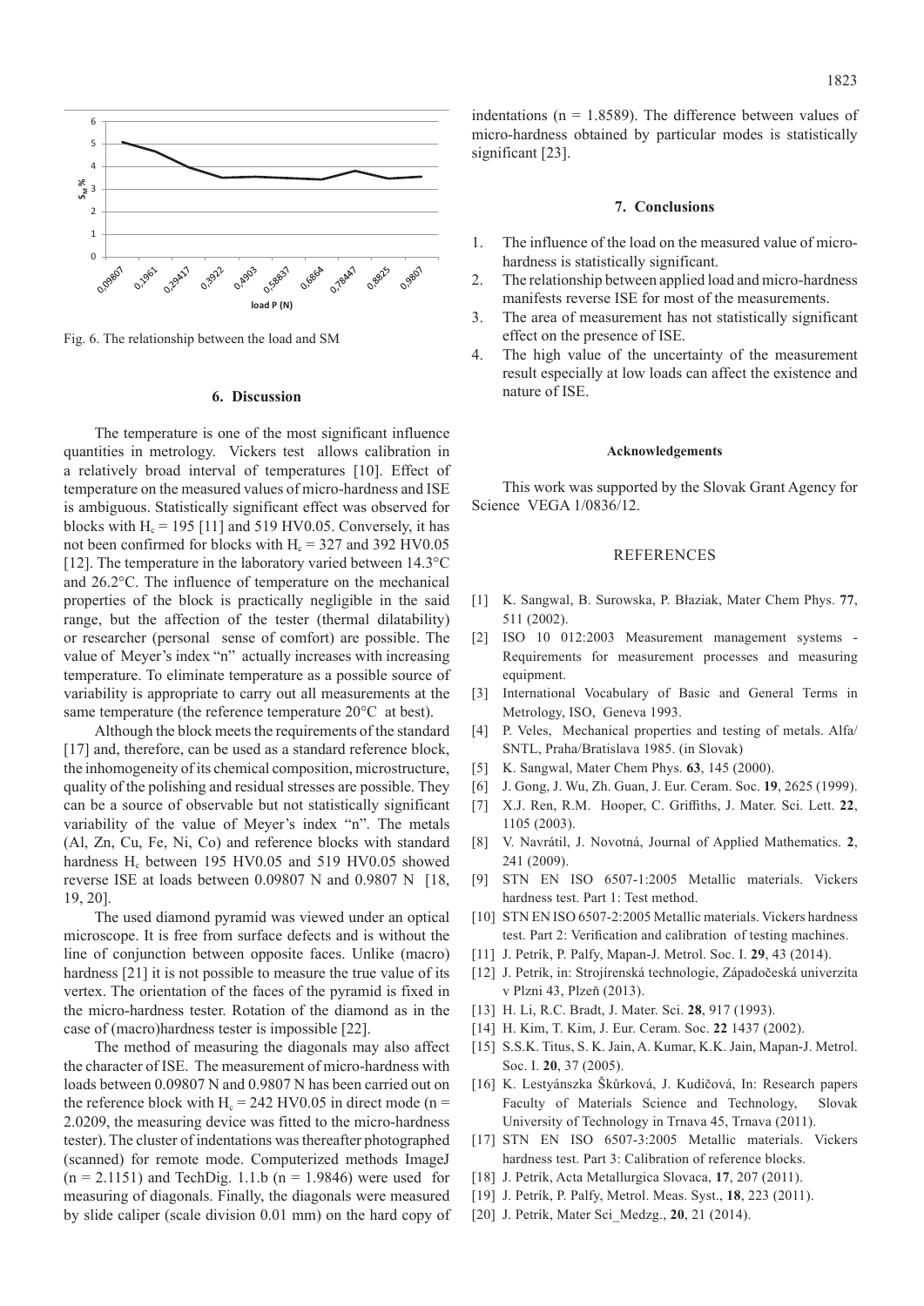Fig. 6. The relationship between the load and SM

## 6. Discussion

The temperature is one of the most significant influence quantities in metrology. Vickers test allows calibration in a relatively broad interval of temperatures [10]. Effect of temperature on the measured values of micro-hardness and ISE is ambiguous. Statistically significant effect was observed for blocks with $H_c = 195$ [11] and 519 HV0.05. Conversely, it has not been confirmed for blocks with $H_c = 327$ and 392 HV0.05 [12]. The temperature in the laboratory varied between 14.3°C and 26.2°C. The influence of temperature on the mechanical properties of the block is practically negligible in the said range, but the affection of the tester (thermal dilatability) or researcher (personal sense of comfort) are possible. The value of Meyer's index "n" actually increases with increasing temperature. To eliminate temperature as a possible source of variability is appropriate to carry out all measurements at the same temperature (the reference temperature 20°C at best).

Although the block meets the requirements of the standard [17] and, therefore, can be used as a standard reference block, the inhomogeneity of its chemical composition, microstructure, quality of the polishing and residual stresses are possible. They can be a source of observable but not statistically significant variability of the value of Meyer's index "n". The metals (Al, Zn, Cu, Fe, Ni, Co) and reference blocks with standard hardness $H_c$ between 195 HV0.05 and 519 HV0.05 showed reverse ISE at loads between 0.09807 N and 0.9807 N [18, 19, 20].

The used diamond pyramid was viewed under an optical microscope. It is free from surface defects and is without the line of conjunction between opposite faces. Unlike (macro) hardness [21] it is not possible to measure the true value of its vertex. The orientation of the faces of the pyramid is fixed in the micro-hardness tester. Rotation of the diamond as in the case of (macro)hardness tester is impossible [22].

The method of measuring the diagonals may also affect the character of ISE. The measurement of micro-hardness with loads between 0.09807 N and 0.9807 N has been carried out on the reference block with $H_c = 242$ HV0.05 in direct mode ($n = 2.0209$, the measuring device was fitted to the micro-hardness tester). The cluster of indentations was thereafter photographed (scanned) for remote mode. Computerized methods ImageJ ($n = 2.1151$) and TechDig. 1.1.b ($n = 1.9846$) were used for measuring of diagonals. Finally, the diagonals were measured by slide caliper (scale division 0.01 mm) on the hard copy of indentations ($n = 1.8589$). The difference between values of micro-hardness obtained by particular modes is statistically significant [23].

## 7. Conclusions

1. The influence of the load on the measured value of micro-hardness is statistically significant.
2. The relationship between applied load and micro-hardness manifests reverse ISE for most of the measurements.
3. The area of measurement has not statistically significant effect on the presence of ISE.
4. The high value of the uncertainty of the measurement result especially at low loads can affect the existence and nature of ISE.

### Acknowledgements

This work was supported by the Slovak Grant Agency for Science VEGA 1/0836/12.

## REFERENCES

[1] K. Sangwal, B. Surowska, P. Błaziak, Mater Chem Phys. **77**, 511 (2002).

[2] ISO 10 012:2003 Measurement management systems - Requirements for measurement processes and measuring equipment.

[3] International Vocabulary of Basic and General Terms in Metrology, ISO, Geneva 1993.

[4] P. Veles, Mechanical properties and testing of metals. Alfa/SNTL, Praha/Bratislava 1985. (in Slovak)

[5] K. Sangwal, Mater Chem Phys. **63**, 145 (2000).

[6] J. Gong, J. Wu, Zh. Guan, J. Eur. Ceram. Soc. **19**, 2625 (1999).

[7] X.J. Ren, R.M. Hooper, C. Griffiths, J. Mater. Sci. Lett. **22**, 1105 (2003).

[8] V. Navrátil, J. Novotná, Journal of Applied Mathematics. **2**, 241 (2009).

[9] STN EN ISO 6507-1:2005 Metallic materials. Vickers hardness test. Part 1: Test method.

[10] STN EN ISO 6507-2:2005 Metallic materials. Vickers hardness test. Part 2: Verification and calibration of testing machines.

[11] J. Petrík, P. Palfy, Mapan-J. Metrol. Soc. I. **29**, 43 (2014).

[12] J. Petrík, in: Strojírenská technologie, Západočeská univerzita v Plzni 43, Plzeň (2013).

[13] H. Li, R.C. Bradt, J. Mater. Sci. **28**, 917 (1993).

[14] H. Kim, T. Kim, J. Eur. Ceram. Soc. **22** 1437 (2002).

[15] S.S.K. Titus, S. K. Jain, A. Kumar, K.K. Jain, Mapan-J. Metrol. Soc. I. **20**, 37 (2005).

[16] K. Lestyánszka Škůrková, J. Kudičová, In: Research papers Faculty of Materials Science and Technology, Slovak University of Technology in Trnava 45, Trnava (2011).

[17] STN EN ISO 6507-3:2005 Metallic materials. Vickers hardness test. Part 3: Calibration of reference blocks.

[18] J. Petrík, Acta Metallurgica Slovaca, **17**, 207 (2011).

[19] J. Petrík, P. Palfy, Metrol. Meas. Syst., **18**, 223 (2011).

[20] J. Petrík, Mater Sci_Medzg., **20**, 21 (2014).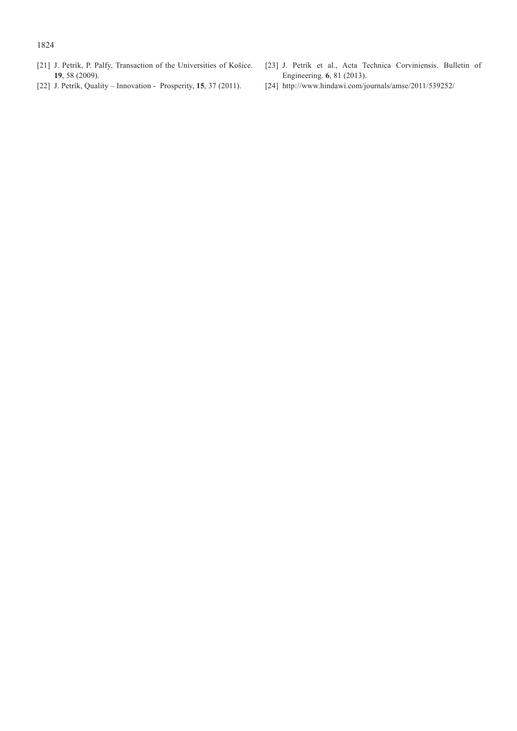[21] J. Petrík, P. Palfy, Transaction of the Universities of Košice. **19**, 58 (2009).

[22] J. Petrík, Quality – Innovation - Prosperity, **15**, 37 (2011).

[23] J. Petrík et al., Acta Technica Corviniensis. Bulletin of Engineering. **6**, 81 (2013).

[24] http://www.hindawi.com/journals/amse/2011/539252/